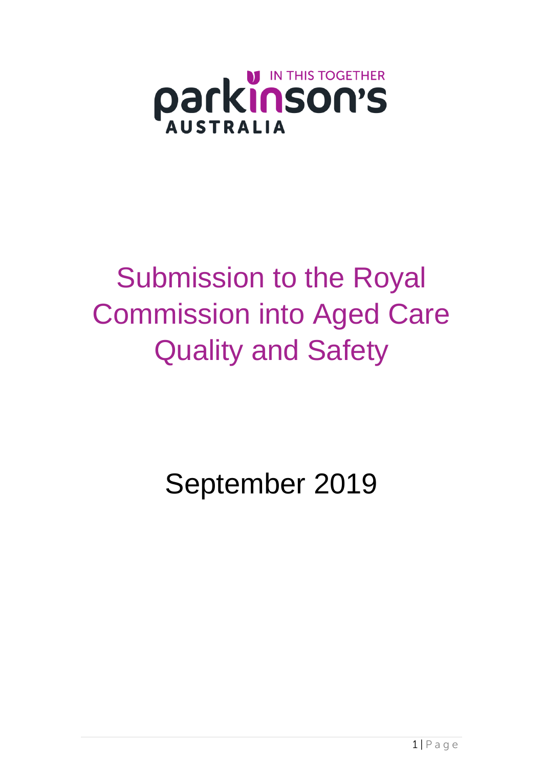IN THIS TOGETHER

parkinson's

AUSTRALIA

# Submission to the Royal Commission into Aged Care Quality and Safety

September 2019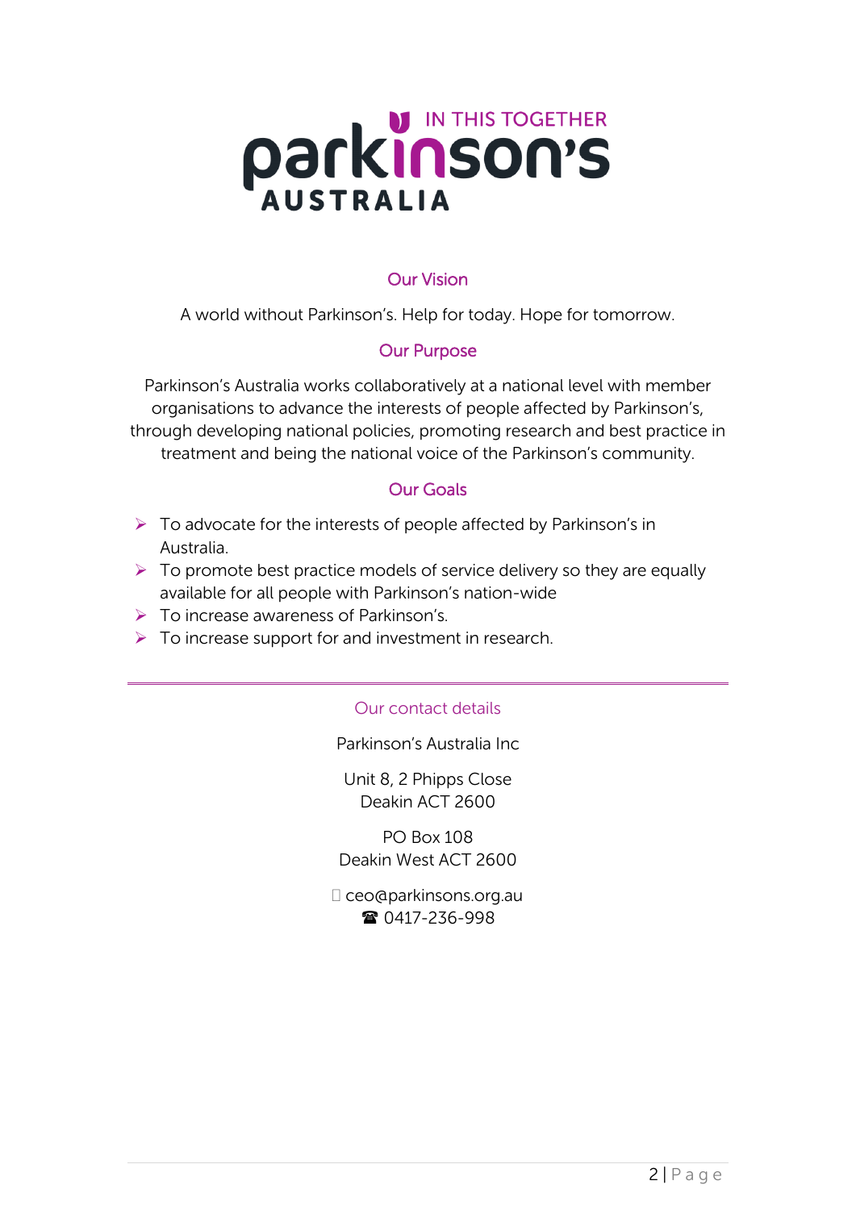# Parkinson's Australia

IN THIS TOGETHER

## Our Vision

A world without Parkinson's. Help for today. Hope for tomorrow.

## Our Purpose

Parkinson's Australia works collaboratively at a national level with member organisations to advance the interests of people affected by Parkinson's, through developing national policies, promoting research and best practice in treatment and being the national voice of the Parkinson's community.

## Our Goals

- To advocate for the interests of people affected by Parkinson's in Australia.
- To promote best practice models of service delivery so they are equally available for all people with Parkinson's nation-wide
- To increase awareness of Parkinson's.
- To increase support for and investment in research.

---

## Our contact details

Parkinson's Australia Inc

Unit 8, 2 Phipps Close
Deakin ACT 2600

PO Box 108
Deakin West ACT 2600

ceo@parkinsons.org.au
☎ 0417-236-998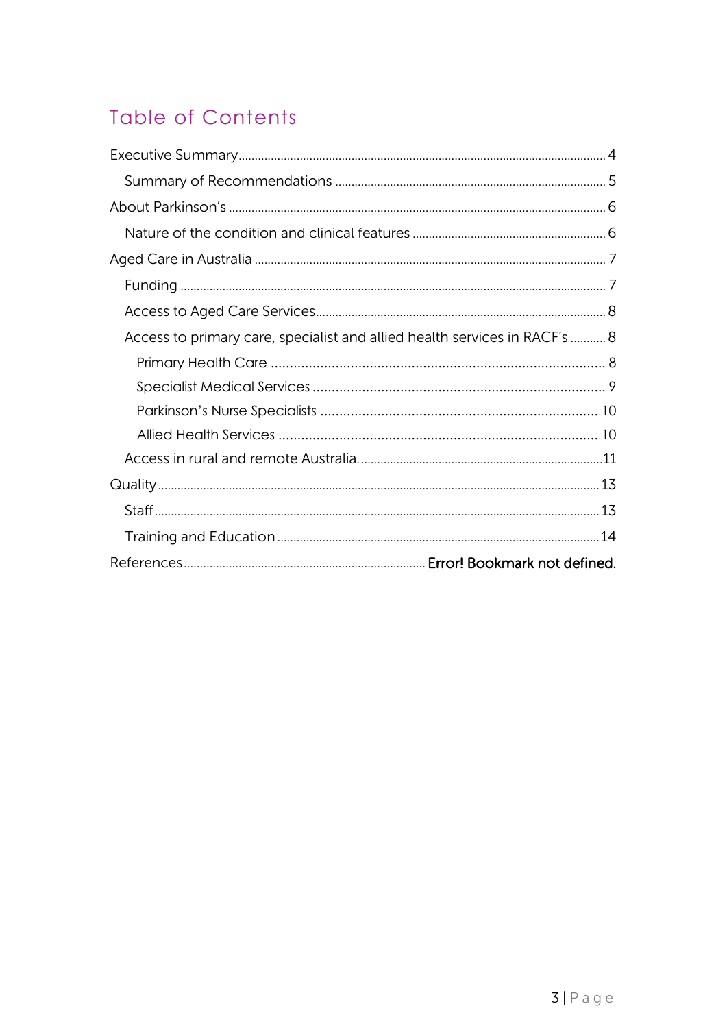# Table of Contents

- Executive Summary ........ 4
  - Summary of Recommendations ........ 5
- About Parkinson's ........ 6
  - Nature of the condition and clinical features ........ 6
- Aged Care in Australia ........ 7
  - Funding ........ 7
  - Access to Aged Care Services ........ 8
  - Access to primary care, specialist and allied health services in RACF's ........ 8
    - Primary Health Care ........ 8
    - Specialist Medical Services ........ 9
    - Parkinson's Nurse Specialists ........ 10
    - Allied Health Services ........ 10
  - Access in rural and remote Australia. ........ 11
- Quality ........ 13
  - Staff ........ 13
  - Training and Education ........ 14
- References ........ **Error! Bookmark not defined.**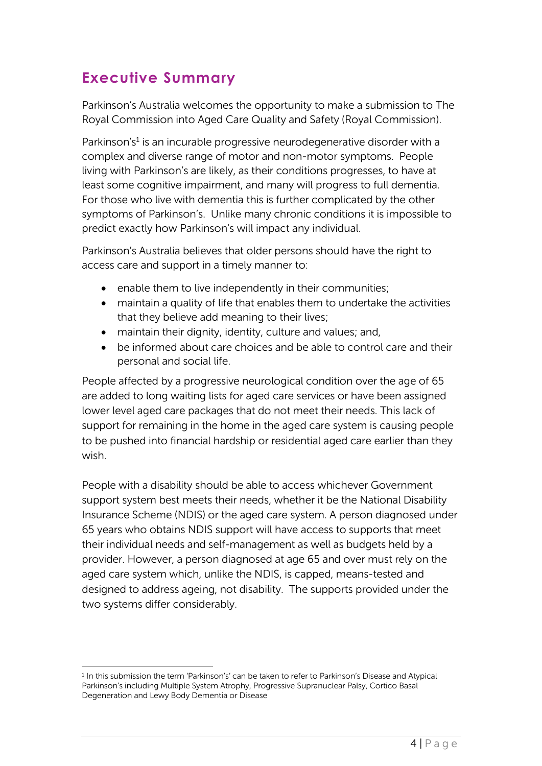## Executive Summary

Parkinson's Australia welcomes the opportunity to make a submission to The Royal Commission into Aged Care Quality and Safety (Royal Commission).

Parkinson's[1] is an incurable progressive neurodegenerative disorder with a complex and diverse range of motor and non-motor symptoms. People living with Parkinson's are likely, as their conditions progresses, to have at least some cognitive impairment, and many will progress to full dementia. For those who live with dementia this is further complicated by the other symptoms of Parkinson's. Unlike many chronic conditions it is impossible to predict exactly how Parkinson's will impact any individual.

Parkinson's Australia believes that older persons should have the right to access care and support in a timely manner to:

- enable them to live independently in their communities;
- maintain a quality of life that enables them to undertake the activities that they believe add meaning to their lives;
- maintain their dignity, identity, culture and values; and,
- be informed about care choices and be able to control care and their personal and social life.

People affected by a progressive neurological condition over the age of 65 are added to long waiting lists for aged care services or have been assigned lower level aged care packages that do not meet their needs. This lack of support for remaining in the home in the aged care system is causing people to be pushed into financial hardship or residential aged care earlier than they wish.

People with a disability should be able to access whichever Government support system best meets their needs, whether it be the National Disability Insurance Scheme (NDIS) or the aged care system. A person diagnosed under 65 years who obtains NDIS support will have access to supports that meet their individual needs and self-management as well as budgets held by a provider. However, a person diagnosed at age 65 and over must rely on the aged care system which, unlike the NDIS, is capped, means-tested and designed to address ageing, not disability. The supports provided under the two systems differ considerably.

---

[1] In this submission the term 'Parkinson's' can be taken to refer to Parkinson's Disease and Atypical Parkinson's including Multiple System Atrophy, Progressive Supranuclear Palsy, Cortico Basal Degeneration and Lewy Body Dementia or Disease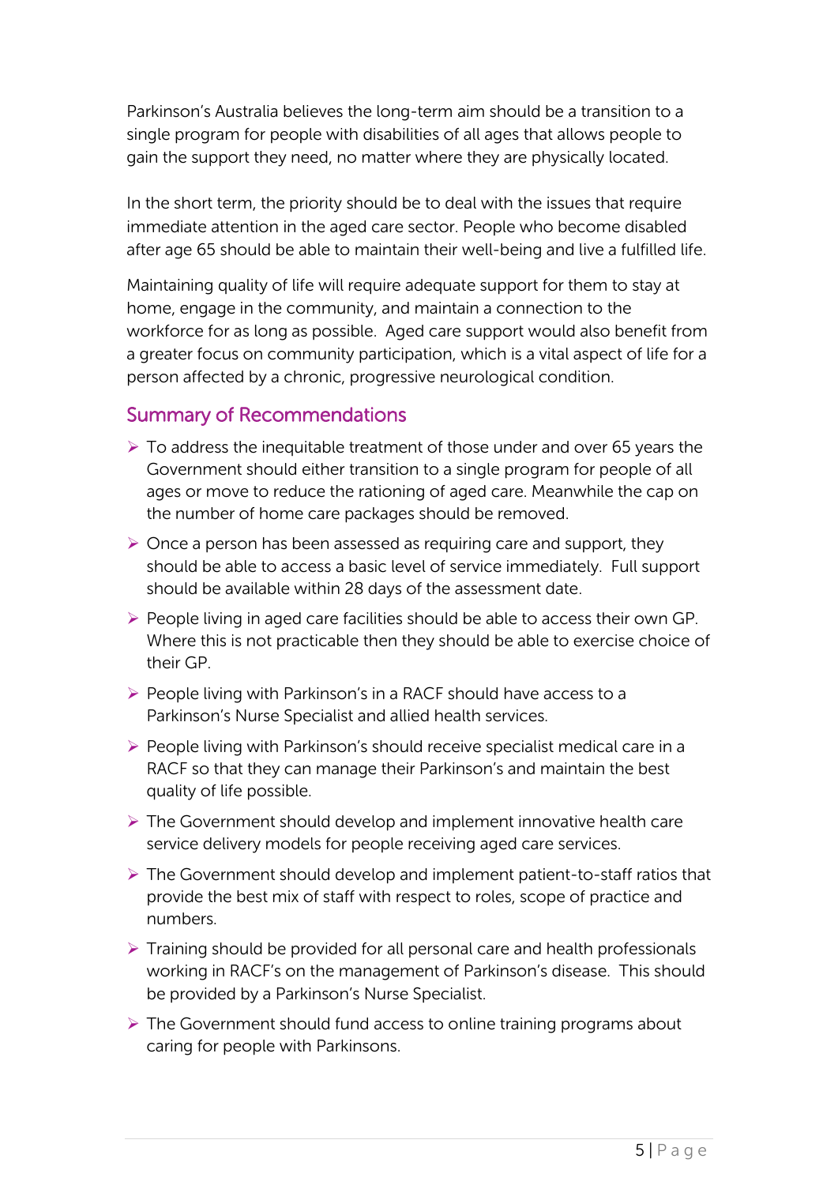Parkinson's Australia believes the long-term aim should be a transition to a single program for people with disabilities of all ages that allows people to gain the support they need, no matter where they are physically located.

In the short term, the priority should be to deal with the issues that require immediate attention in the aged care sector. People who become disabled after age 65 should be able to maintain their well-being and live a fulfilled life.

Maintaining quality of life will require adequate support for them to stay at home, engage in the community, and maintain a connection to the workforce for as long as possible. Aged care support would also benefit from a greater focus on community participation, which is a vital aspect of life for a person affected by a chronic, progressive neurological condition.

## Summary of Recommendations

- To address the inequitable treatment of those under and over 65 years the Government should either transition to a single program for people of all ages or move to reduce the rationing of aged care. Meanwhile the cap on the number of home care packages should be removed.
- Once a person has been assessed as requiring care and support, they should be able to access a basic level of service immediately. Full support should be available within 28 days of the assessment date.
- People living in aged care facilities should be able to access their own GP. Where this is not practicable then they should be able to exercise choice of their GP.
- People living with Parkinson's in a RACF should have access to a Parkinson's Nurse Specialist and allied health services.
- People living with Parkinson's should receive specialist medical care in a RACF so that they can manage their Parkinson's and maintain the best quality of life possible.
- The Government should develop and implement innovative health care service delivery models for people receiving aged care services.
- The Government should develop and implement patient-to-staff ratios that provide the best mix of staff with respect to roles, scope of practice and numbers.
- Training should be provided for all personal care and health professionals working in RACF's on the management of Parkinson's disease. This should be provided by a Parkinson's Nurse Specialist.
- The Government should fund access to online training programs about caring for people with Parkinsons.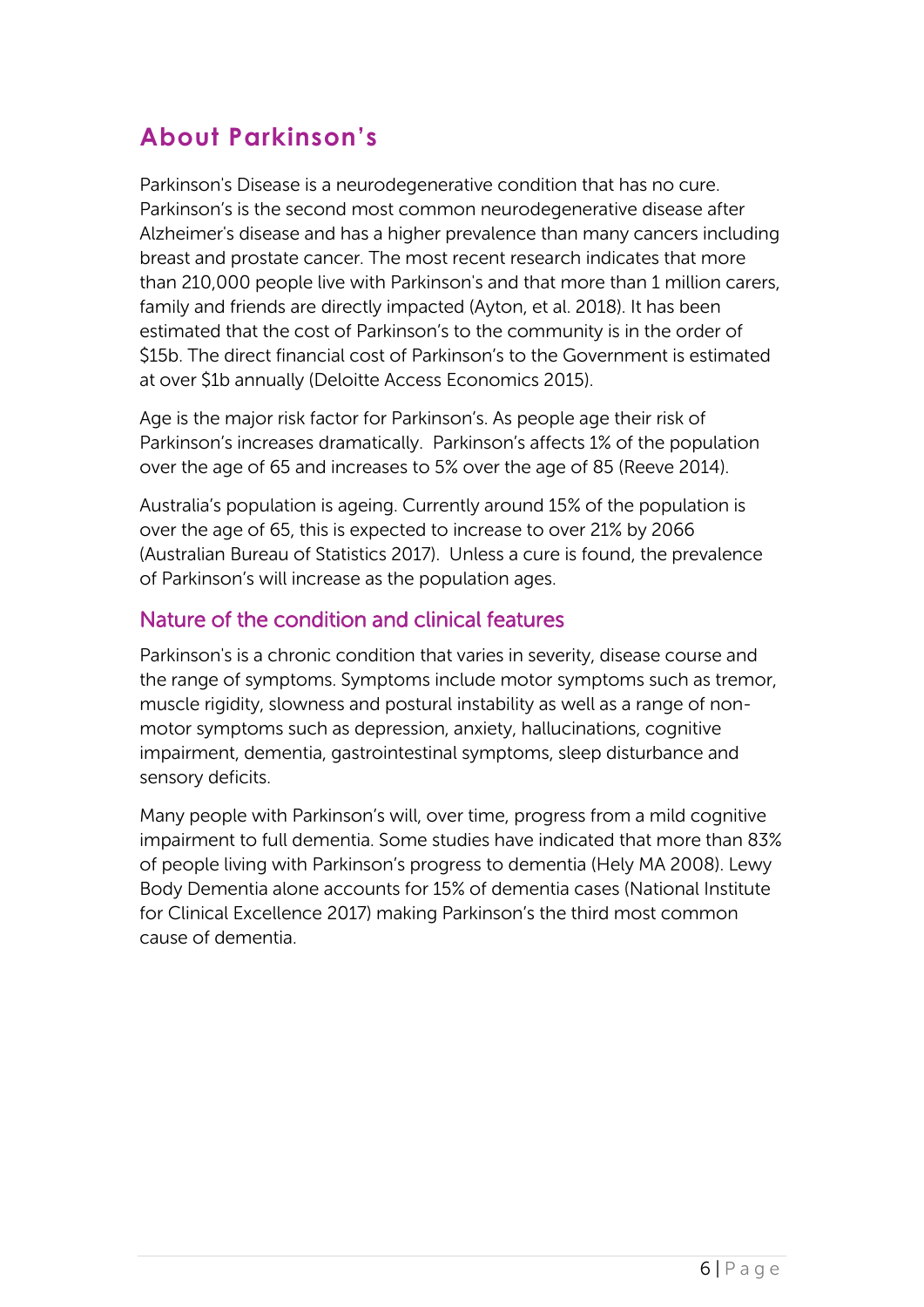## About Parkinson's

Parkinson's Disease is a neurodegenerative condition that has no cure. Parkinson's is the second most common neurodegenerative disease after Alzheimer's disease and has a higher prevalence than many cancers including breast and prostate cancer. The most recent research indicates that more than 210,000 people live with Parkinson's and that more than 1 million carers, family and friends are directly impacted (Ayton, et al. 2018). It has been estimated that the cost of Parkinson's to the community is in the order of $15b. The direct financial cost of Parkinson's to the Government is estimated at over $1b annually (Deloitte Access Economics 2015).

Age is the major risk factor for Parkinson's. As people age their risk of Parkinson's increases dramatically. Parkinson's affects 1% of the population over the age of 65 and increases to 5% over the age of 85 (Reeve 2014).

Australia's population is ageing. Currently around 15% of the population is over the age of 65, this is expected to increase to over 21% by 2066 (Australian Bureau of Statistics 2017). Unless a cure is found, the prevalence of Parkinson's will increase as the population ages.

### Nature of the condition and clinical features

Parkinson's is a chronic condition that varies in severity, disease course and the range of symptoms. Symptoms include motor symptoms such as tremor, muscle rigidity, slowness and postural instability as well as a range of non-motor symptoms such as depression, anxiety, hallucinations, cognitive impairment, dementia, gastrointestinal symptoms, sleep disturbance and sensory deficits.

Many people with Parkinson's will, over time, progress from a mild cognitive impairment to full dementia. Some studies have indicated that more than 83% of people living with Parkinson's progress to dementia (Hely MA 2008). Lewy Body Dementia alone accounts for 15% of dementia cases (National Institute for Clinical Excellence 2017) making Parkinson's the third most common cause of dementia.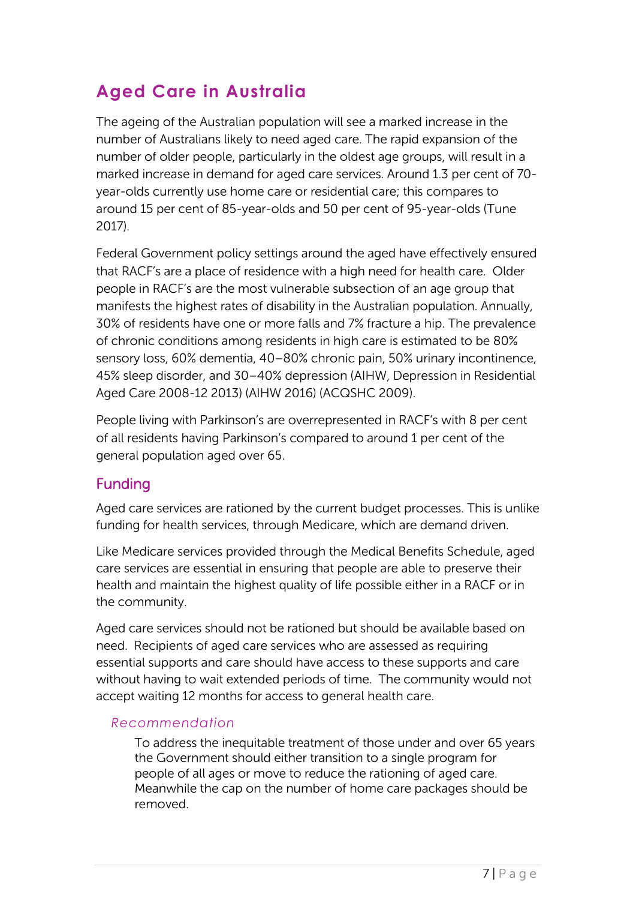# Aged Care in Australia

The ageing of the Australian population will see a marked increase in the number of Australians likely to need aged care. The rapid expansion of the number of older people, particularly in the oldest age groups, will result in a marked increase in demand for aged care services. Around 1.3 per cent of 70-year-olds currently use home care or residential care; this compares to around 15 per cent of 85-year-olds and 50 per cent of 95-year-olds (Tune 2017).

Federal Government policy settings around the aged have effectively ensured that RACF's are a place of residence with a high need for health care. Older people in RACF's are the most vulnerable subsection of an age group that manifests the highest rates of disability in the Australian population. Annually, 30% of residents have one or more falls and 7% fracture a hip. The prevalence of chronic conditions among residents in high care is estimated to be 80% sensory loss, 60% dementia, 40–80% chronic pain, 50% urinary incontinence, 45% sleep disorder, and 30–40% depression (AIHW, Depression in Residential Aged Care 2008-12 2013) (AIHW 2016) (ACQSHC 2009).

People living with Parkinson's are overrepresented in RACF's with 8 per cent of all residents having Parkinson's compared to around 1 per cent of the general population aged over 65.

## Funding

Aged care services are rationed by the current budget processes. This is unlike funding for health services, through Medicare, which are demand driven.

Like Medicare services provided through the Medical Benefits Schedule, aged care services are essential in ensuring that people are able to preserve their health and maintain the highest quality of life possible either in a RACF or in the community.

Aged care services should not be rationed but should be available based on need. Recipients of aged care services who are assessed as requiring essential supports and care should have access to these supports and care without having to wait extended periods of time. The community would not accept waiting 12 months for access to general health care.

### *Recommendation*

To address the inequitable treatment of those under and over 65 years the Government should either transition to a single program for people of all ages or move to reduce the rationing of aged care. Meanwhile the cap on the number of home care packages should be removed.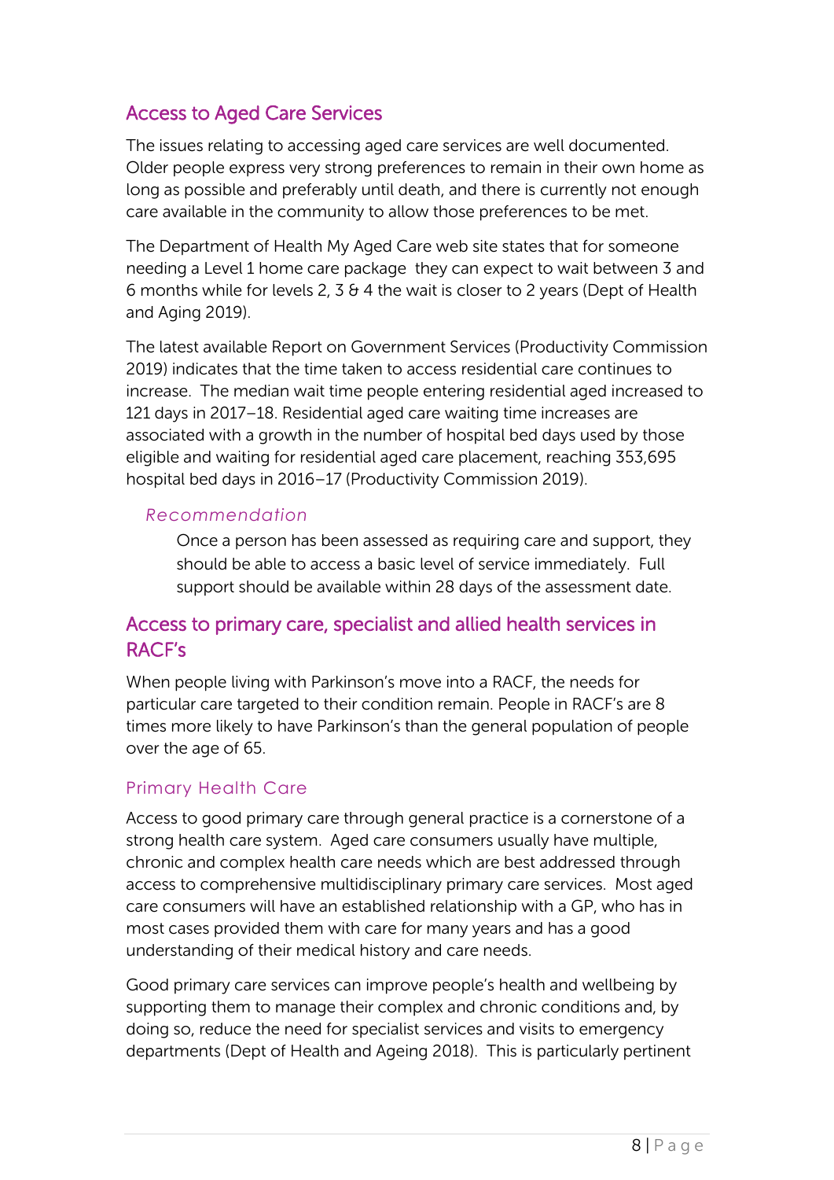## Access to Aged Care Services

The issues relating to accessing aged care services are well documented. Older people express very strong preferences to remain in their own home as long as possible and preferably until death, and there is currently not enough care available in the community to allow those preferences to be met.

The Department of Health My Aged Care web site states that for someone needing a Level 1 home care package they can expect to wait between 3 and 6 months while for levels 2, 3 & 4 the wait is closer to 2 years (Dept of Health and Aging 2019).

The latest available Report on Government Services (Productivity Commission 2019) indicates that the time taken to access residential care continues to increase. The median wait time people entering residential aged increased to 121 days in 2017–18. Residential aged care waiting time increases are associated with a growth in the number of hospital bed days used by those eligible and waiting for residential aged care placement, reaching 353,695 hospital bed days in 2016–17 (Productivity Commission 2019).

### *Recommendation*

Once a person has been assessed as requiring care and support, they should be able to access a basic level of service immediately. Full support should be available within 28 days of the assessment date.

## Access to primary care, specialist and allied health services in RACF's

When people living with Parkinson's move into a RACF, the needs for particular care targeted to their condition remain. People in RACF's are 8 times more likely to have Parkinson's than the general population of people over the age of 65.

### Primary Health Care

Access to good primary care through general practice is a cornerstone of a strong health care system. Aged care consumers usually have multiple, chronic and complex health care needs which are best addressed through access to comprehensive multidisciplinary primary care services. Most aged care consumers will have an established relationship with a GP, who has in most cases provided them with care for many years and has a good understanding of their medical history and care needs.

Good primary care services can improve people's health and wellbeing by supporting them to manage their complex and chronic conditions and, by doing so, reduce the need for specialist services and visits to emergency departments (Dept of Health and Ageing 2018). This is particularly pertinent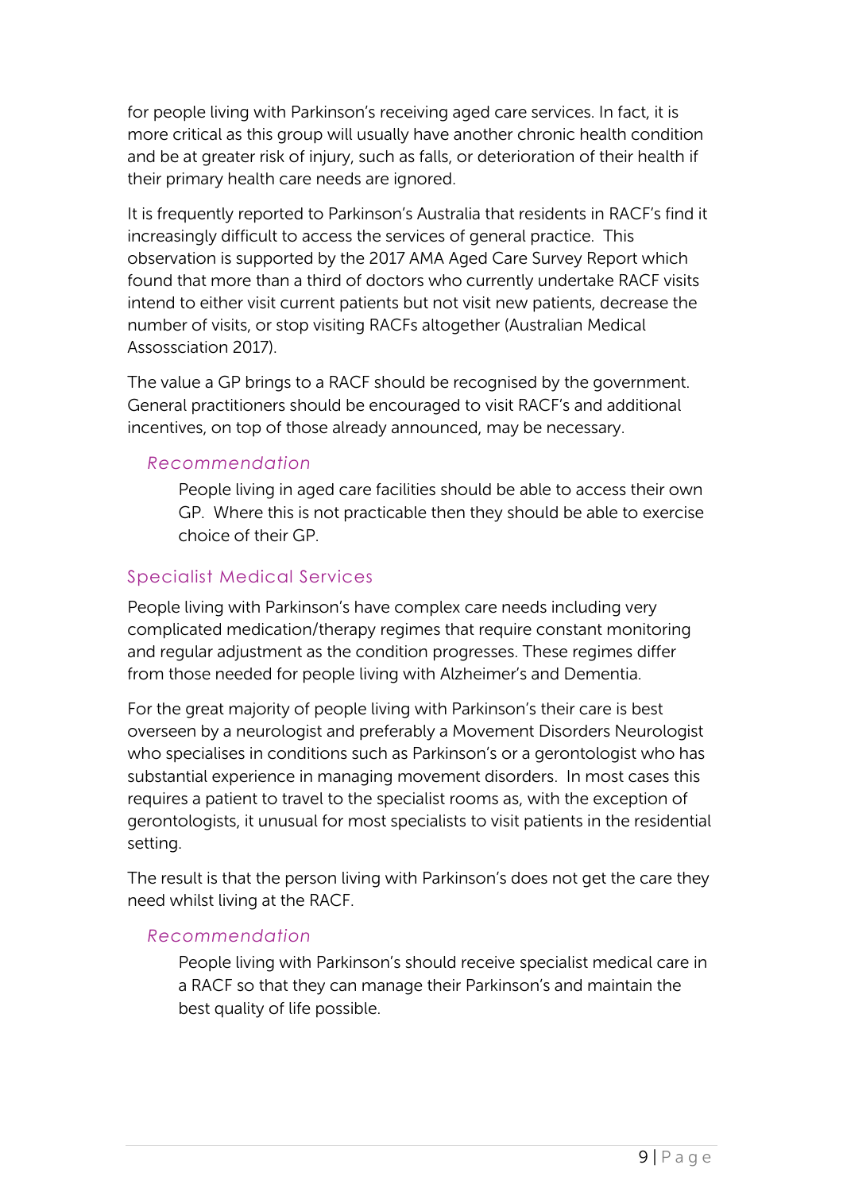for people living with Parkinson's receiving aged care services. In fact, it is more critical as this group will usually have another chronic health condition and be at greater risk of injury, such as falls, or deterioration of their health if their primary health care needs are ignored.

It is frequently reported to Parkinson's Australia that residents in RACF's find it increasingly difficult to access the services of general practice. This observation is supported by the 2017 AMA Aged Care Survey Report which found that more than a third of doctors who currently undertake RACF visits intend to either visit current patients but not visit new patients, decrease the number of visits, or stop visiting RACFs altogether (Australian Medical Assossciation 2017).

The value a GP brings to a RACF should be recognised by the government. General practitioners should be encouraged to visit RACF's and additional incentives, on top of those already announced, may be necessary.

### *Recommendation*

> People living in aged care facilities should be able to access their own GP. Where this is not practicable then they should be able to exercise choice of their GP.

## Specialist Medical Services

People living with Parkinson's have complex care needs including very complicated medication/therapy regimes that require constant monitoring and regular adjustment as the condition progresses. These regimes differ from those needed for people living with Alzheimer's and Dementia.

For the great majority of people living with Parkinson's their care is best overseen by a neurologist and preferably a Movement Disorders Neurologist who specialises in conditions such as Parkinson's or a gerontologist who has substantial experience in managing movement disorders. In most cases this requires a patient to travel to the specialist rooms as, with the exception of gerontologists, it unusual for most specialists to visit patients in the residential setting.

The result is that the person living with Parkinson's does not get the care they need whilst living at the RACF.

### *Recommendation*

> People living with Parkinson's should receive specialist medical care in a RACF so that they can manage their Parkinson's and maintain the best quality of life possible.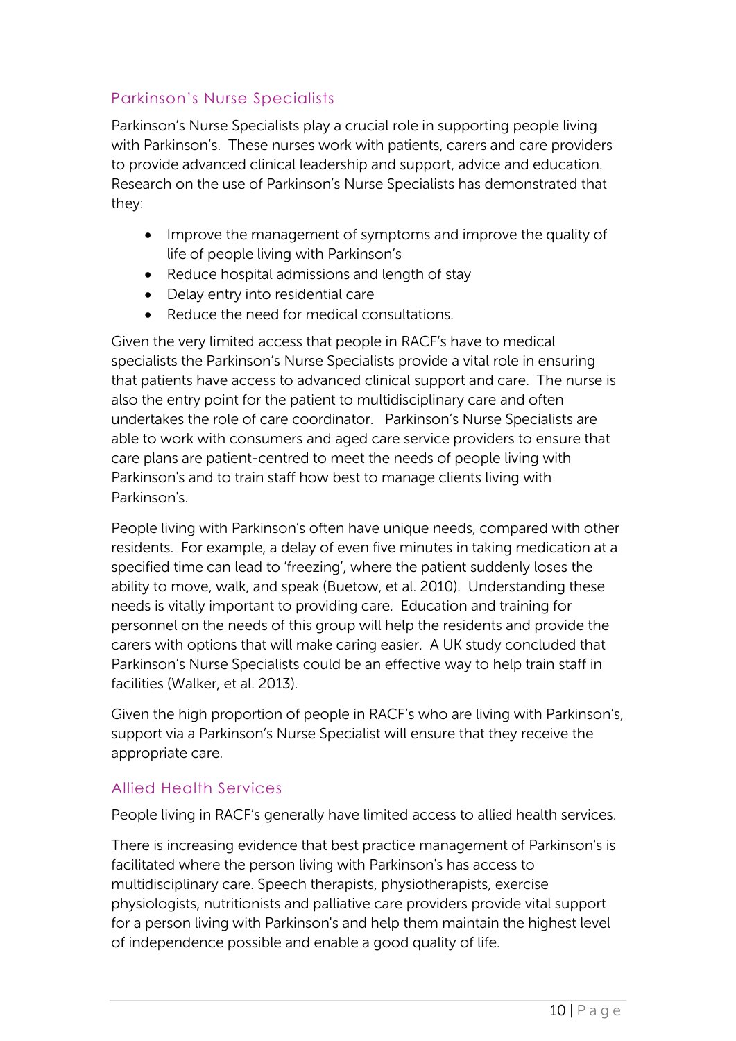## Parkinson's Nurse Specialists

Parkinson's Nurse Specialists play a crucial role in supporting people living with Parkinson's. These nurses work with patients, carers and care providers to provide advanced clinical leadership and support, advice and education. Research on the use of Parkinson's Nurse Specialists has demonstrated that they:

- Improve the management of symptoms and improve the quality of life of people living with Parkinson's
- Reduce hospital admissions and length of stay
- Delay entry into residential care
- Reduce the need for medical consultations.

Given the very limited access that people in RACF's have to medical specialists the Parkinson's Nurse Specialists provide a vital role in ensuring that patients have access to advanced clinical support and care. The nurse is also the entry point for the patient to multidisciplinary care and often undertakes the role of care coordinator. Parkinson's Nurse Specialists are able to work with consumers and aged care service providers to ensure that care plans are patient-centred to meet the needs of people living with Parkinson's and to train staff how best to manage clients living with Parkinson's.

People living with Parkinson's often have unique needs, compared with other residents. For example, a delay of even five minutes in taking medication at a specified time can lead to 'freezing', where the patient suddenly loses the ability to move, walk, and speak (Buetow, et al. 2010). Understanding these needs is vitally important to providing care. Education and training for personnel on the needs of this group will help the residents and provide the carers with options that will make caring easier. A UK study concluded that Parkinson's Nurse Specialists could be an effective way to help train staff in facilities (Walker, et al. 2013).

Given the high proportion of people in RACF's who are living with Parkinson's, support via a Parkinson's Nurse Specialist will ensure that they receive the appropriate care.

## Allied Health Services

People living in RACF's generally have limited access to allied health services.

There is increasing evidence that best practice management of Parkinson's is facilitated where the person living with Parkinson's has access to multidisciplinary care. Speech therapists, physiotherapists, exercise physiologists, nutritionists and palliative care providers provide vital support for a person living with Parkinson's and help them maintain the highest level of independence possible and enable a good quality of life.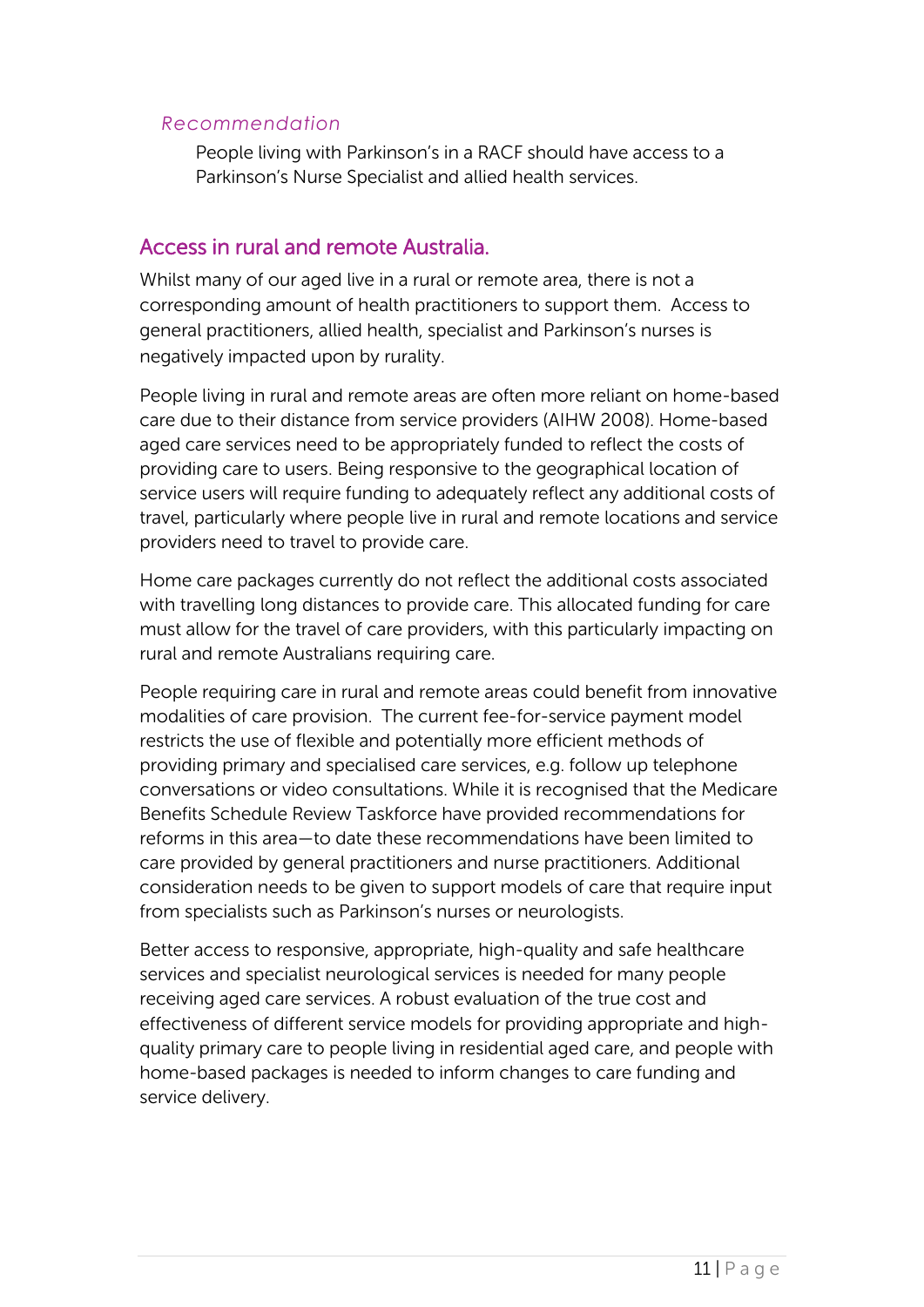*Recommendation*

People living with Parkinson's in a RACF should have access to a Parkinson's Nurse Specialist and allied health services.

## Access in rural and remote Australia.

Whilst many of our aged live in a rural or remote area, there is not a corresponding amount of health practitioners to support them. Access to general practitioners, allied health, specialist and Parkinson's nurses is negatively impacted upon by rurality.

People living in rural and remote areas are often more reliant on home-based care due to their distance from service providers (AIHW 2008). Home-based aged care services need to be appropriately funded to reflect the costs of providing care to users. Being responsive to the geographical location of service users will require funding to adequately reflect any additional costs of travel, particularly where people live in rural and remote locations and service providers need to travel to provide care.

Home care packages currently do not reflect the additional costs associated with travelling long distances to provide care. This allocated funding for care must allow for the travel of care providers, with this particularly impacting on rural and remote Australians requiring care.

People requiring care in rural and remote areas could benefit from innovative modalities of care provision. The current fee-for-service payment model restricts the use of flexible and potentially more efficient methods of providing primary and specialised care services, e.g. follow up telephone conversations or video consultations. While it is recognised that the Medicare Benefits Schedule Review Taskforce have provided recommendations for reforms in this area—to date these recommendations have been limited to care provided by general practitioners and nurse practitioners. Additional consideration needs to be given to support models of care that require input from specialists such as Parkinson's nurses or neurologists.

Better access to responsive, appropriate, high-quality and safe healthcare services and specialist neurological services is needed for many people receiving aged care services. A robust evaluation of the true cost and effectiveness of different service models for providing appropriate and high-quality primary care to people living in residential aged care, and people with home-based packages is needed to inform changes to care funding and service delivery.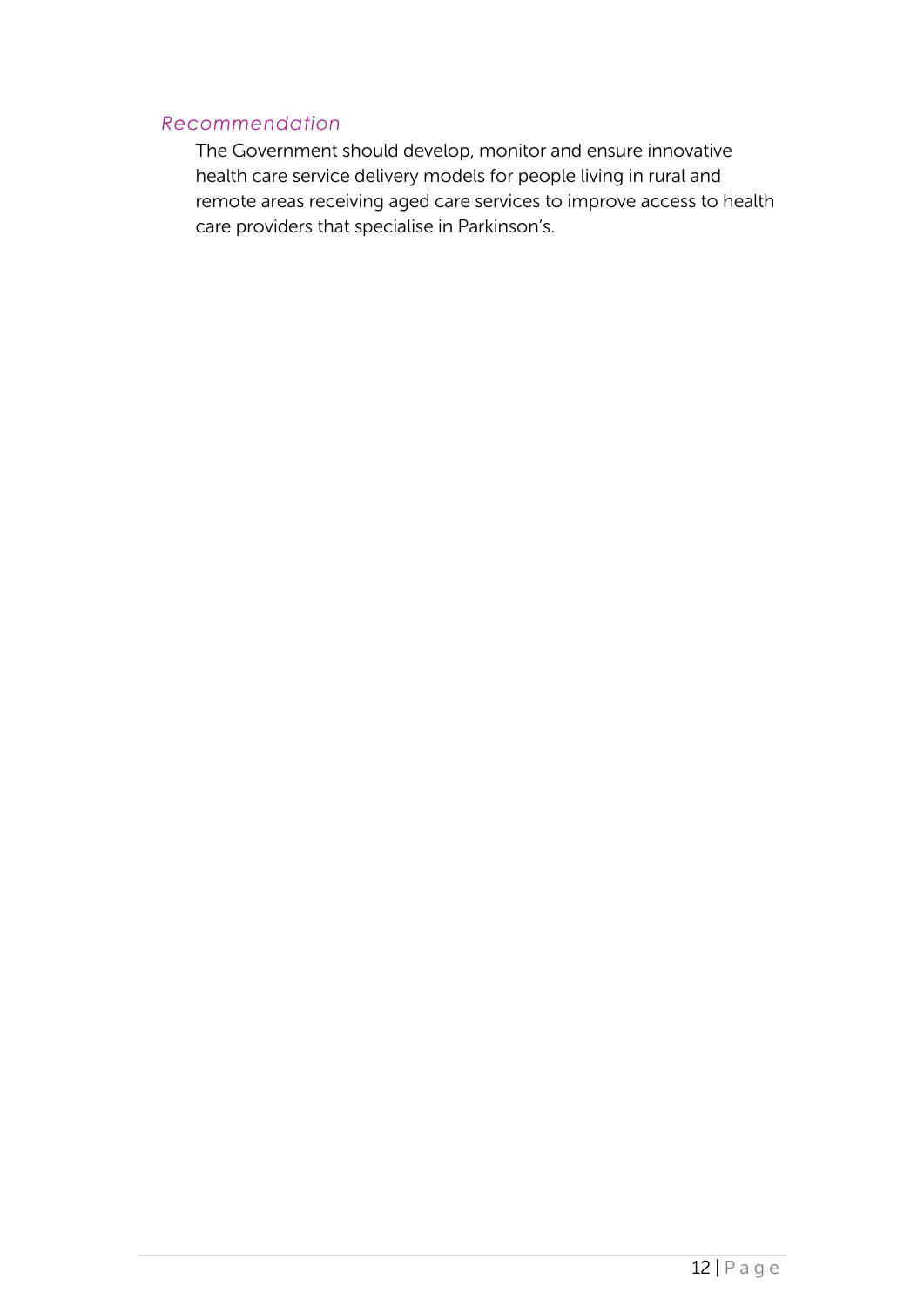### *Recommendation*

The Government should develop, monitor and ensure innovative health care service delivery models for people living in rural and remote areas receiving aged care services to improve access to health care providers that specialise in Parkinson's.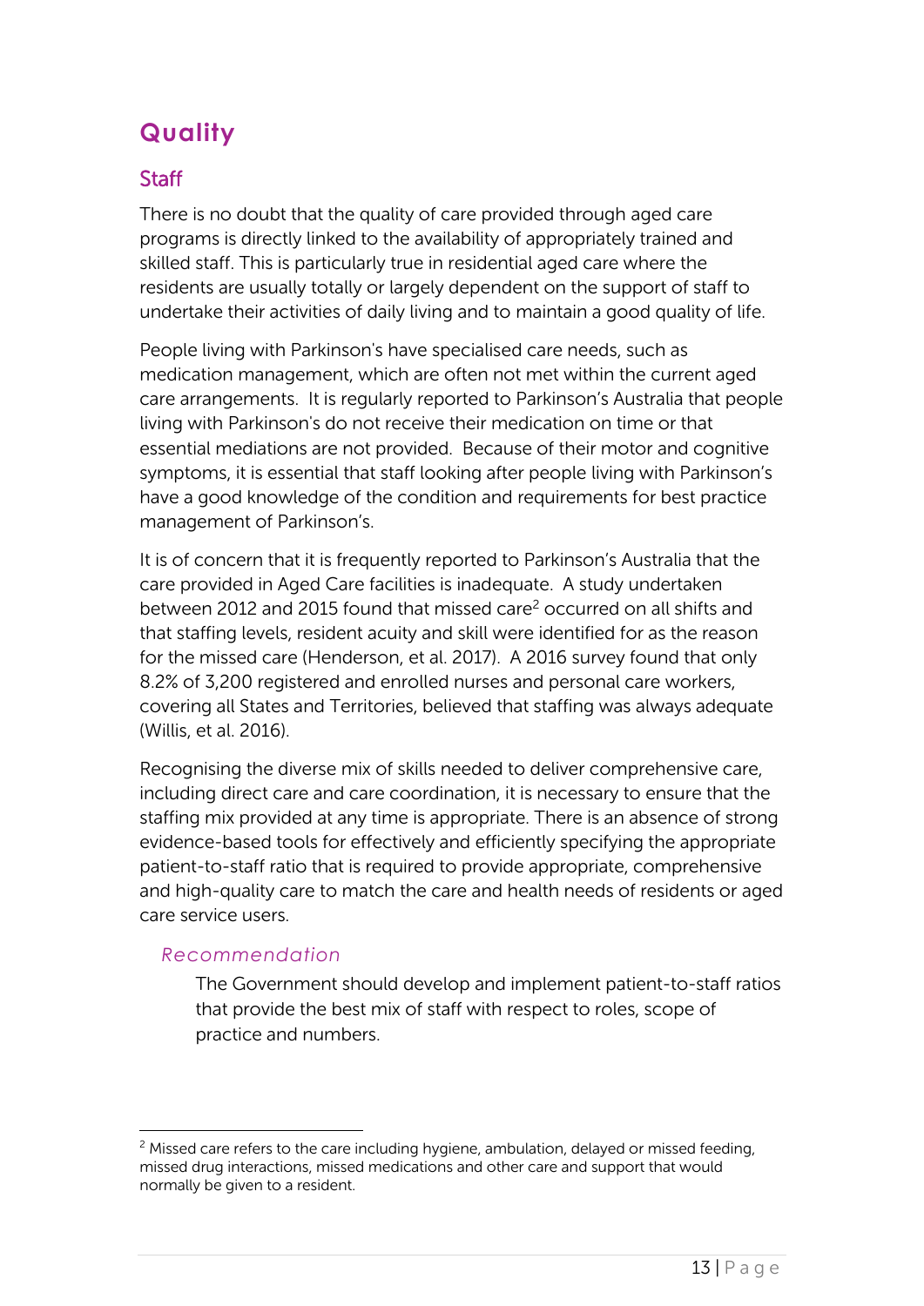# Quality

## Staff

There is no doubt that the quality of care provided through aged care programs is directly linked to the availability of appropriately trained and skilled staff. This is particularly true in residential aged care where the residents are usually totally or largely dependent on the support of staff to undertake their activities of daily living and to maintain a good quality of life.

People living with Parkinson's have specialised care needs, such as medication management, which are often not met within the current aged care arrangements. It is regularly reported to Parkinson's Australia that people living with Parkinson's do not receive their medication on time or that essential mediations are not provided. Because of their motor and cognitive symptoms, it is essential that staff looking after people living with Parkinson's have a good knowledge of the condition and requirements for best practice management of Parkinson's.

It is of concern that it is frequently reported to Parkinson's Australia that the care provided in Aged Care facilities is inadequate. A study undertaken between 2012 and 2015 found that missed care[2] occurred on all shifts and that staffing levels, resident acuity and skill were identified for as the reason for the missed care (Henderson, et al. 2017). A 2016 survey found that only 8.2% of 3,200 registered and enrolled nurses and personal care workers, covering all States and Territories, believed that staffing was always adequate (Willis, et al. 2016).

Recognising the diverse mix of skills needed to deliver comprehensive care, including direct care and care coordination, it is necessary to ensure that the staffing mix provided at any time is appropriate. There is an absence of strong evidence-based tools for effectively and efficiently specifying the appropriate patient-to-staff ratio that is required to provide appropriate, comprehensive and high-quality care to match the care and health needs of residents or aged care service users.

### *Recommendation*

The Government should develop and implement patient-to-staff ratios that provide the best mix of staff with respect to roles, scope of practice and numbers.

---

[2] Missed care refers to the care including hygiene, ambulation, delayed or missed feeding, missed drug interactions, missed medications and other care and support that would normally be given to a resident.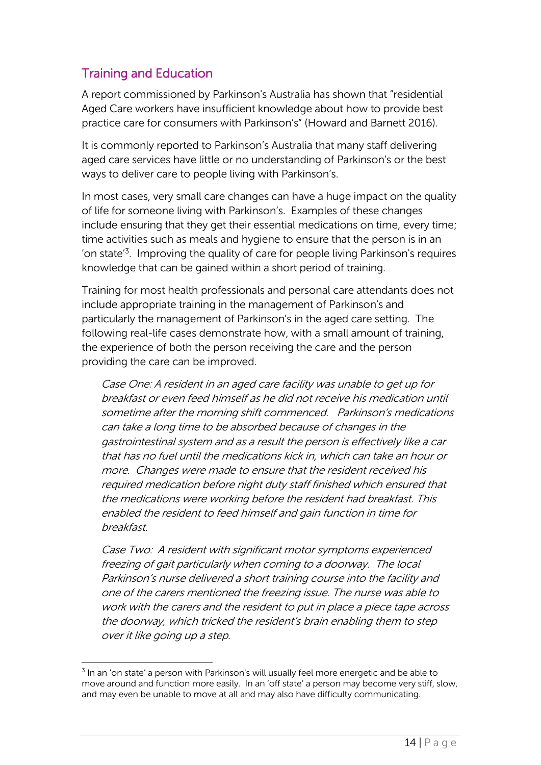## Training and Education

A report commissioned by Parkinson's Australia has shown that "residential Aged Care workers have insufficient knowledge about how to provide best practice care for consumers with Parkinson's" (Howard and Barnett 2016).

It is commonly reported to Parkinson's Australia that many staff delivering aged care services have little or no understanding of Parkinson's or the best ways to deliver care to people living with Parkinson's.

In most cases, very small care changes can have a huge impact on the quality of life for someone living with Parkinson's. Examples of these changes include ensuring that they get their essential medications on time, every time; time activities such as meals and hygiene to ensure that the person is in an 'on state'[3]. Improving the quality of care for people living Parkinson's requires knowledge that can be gained within a short period of training.

Training for most health professionals and personal care attendants does not include appropriate training in the management of Parkinson's and particularly the management of Parkinson's in the aged care setting. The following real-life cases demonstrate how, with a small amount of training, the experience of both the person receiving the care and the person providing the care can be improved.

> *Case One: A resident in an aged care facility was unable to get up for breakfast or even feed himself as he did not receive his medication until sometime after the morning shift commenced. Parkinson's medications can take a long time to be absorbed because of changes in the gastrointestinal system and as a result the person is effectively like a car that has no fuel until the medications kick in, which can take an hour or more. Changes were made to ensure that the resident received his required medication before night duty staff finished which ensured that the medications were working before the resident had breakfast. This enabled the resident to feed himself and gain function in time for breakfast.*

> *Case Two: A resident with significant motor symptoms experienced freezing of gait particularly when coming to a doorway. The local Parkinson's nurse delivered a short training course into the facility and one of the carers mentioned the freezing issue. The nurse was able to work with the carers and the resident to put in place a piece tape across the doorway, which tricked the resident's brain enabling them to step over it like going up a step.*

---

[3] In an 'on state' a person with Parkinson's will usually feel more energetic and be able to move around and function more easily. In an 'off state' a person may become very stiff, slow, and may even be unable to move at all and may also have difficulty communicating.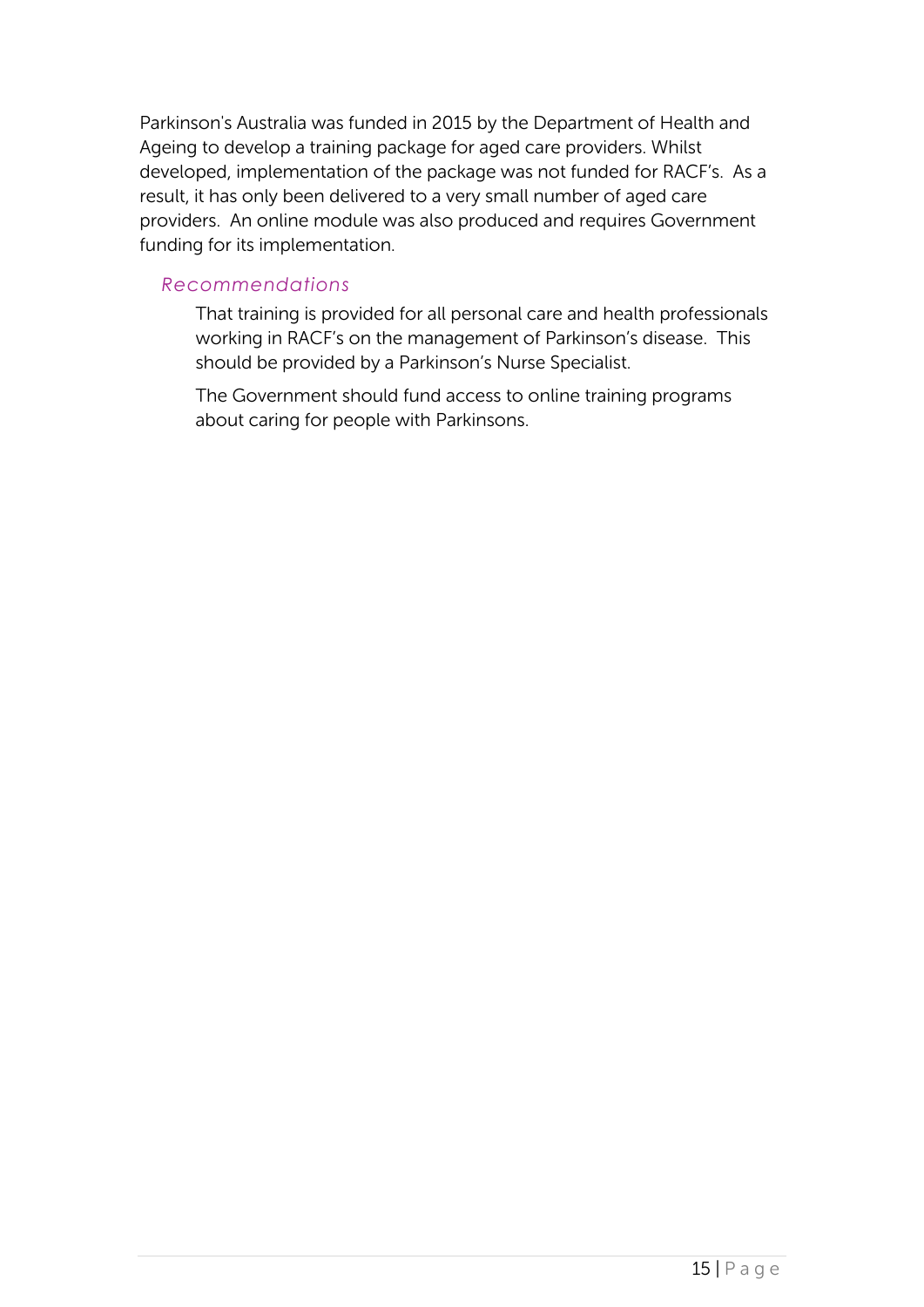Parkinson's Australia was funded in 2015 by the Department of Health and Ageing to develop a training package for aged care providers. Whilst developed, implementation of the package was not funded for RACF's. As a result, it has only been delivered to a very small number of aged care providers. An online module was also produced and requires Government funding for its implementation.

### *Recommendations*

That training is provided for all personal care and health professionals working in RACF's on the management of Parkinson's disease. This should be provided by a Parkinson's Nurse Specialist.

The Government should fund access to online training programs about caring for people with Parkinsons.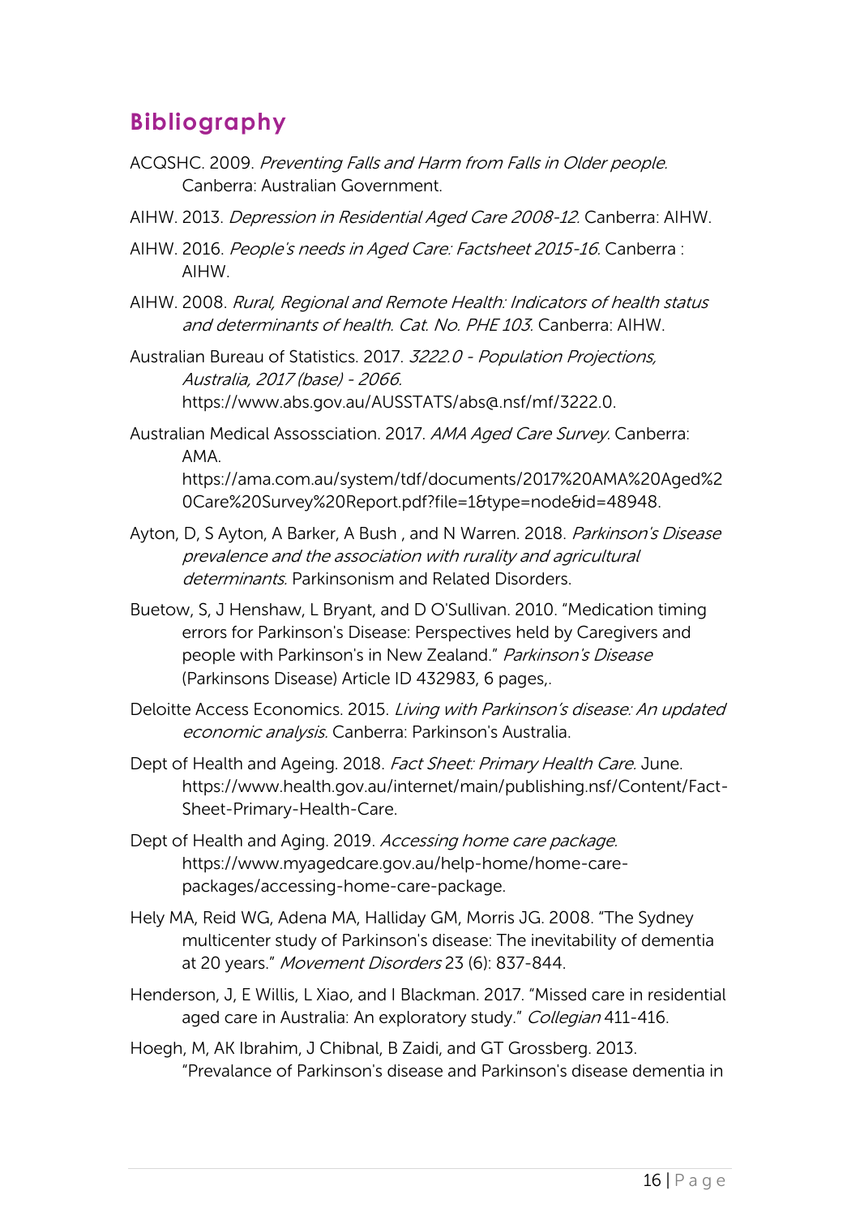## Bibliography

ACQSHC. 2009. *Preventing Falls and Harm from Falls in Older people.* Canberra: Australian Government.

AIHW. 2013. *Depression in Residential Aged Care 2008-12.* Canberra: AIHW.

AIHW. 2016. *People's needs in Aged Care: Factsheet 2015-16.* Canberra : AIHW.

AIHW. 2008. *Rural, Regional and Remote Health: Indicators of health status and determinants of health. Cat. No. PHE 103.* Canberra: AIHW.

Australian Bureau of Statistics. 2017. *3222.0 - Population Projections, Australia, 2017 (base) - 2066.* https://www.abs.gov.au/AUSSTATS/abs@.nsf/mf/3222.0.

Australian Medical Assossciation. 2017. *AMA Aged Care Survey.* Canberra: AMA. https://ama.com.au/system/tdf/documents/2017%20AMA%20Aged%20Care%20Survey%20Report.pdf?file=1&type=node&id=48948.

Ayton, D, S Ayton, A Barker, A Bush , and N Warren. 2018. *Parkinson's Disease prevalence and the association with rurality and agricultural determinants.* Parkinsonism and Related Disorders.

Buetow, S, J Henshaw, L Bryant, and D O'Sullivan. 2010. "Medication timing errors for Parkinson's Disease: Perspectives held by Caregivers and people with Parkinson's in New Zealand." *Parkinson's Disease* (Parkinsons Disease) Article ID 432983, 6 pages,.

Deloitte Access Economics. 2015. *Living with Parkinson's disease: An updated economic analysis.* Canberra: Parkinson's Australia.

Dept of Health and Ageing. 2018. *Fact Sheet: Primary Health Care.* June. https://www.health.gov.au/internet/main/publishing.nsf/Content/Fact-Sheet-Primary-Health-Care.

Dept of Health and Aging. 2019. *Accessing home care package.* https://www.myagedcare.gov.au/help-home/home-care-packages/accessing-home-care-package.

Hely MA, Reid WG, Adena MA, Halliday GM, Morris JG. 2008. "The Sydney multicenter study of Parkinson's disease: The inevitability of dementia at 20 years." *Movement Disorders* 23 (6): 837-844.

Henderson, J, E Willis, L Xiao, and I Blackman. 2017. "Missed care in residential aged care in Australia: An exploratory study." *Collegian* 411-416.

Hoegh, M, AK Ibrahim, J Chibnal, B Zaidi, and GT Grossberg. 2013. "Prevalance of Parkinson's disease and Parkinson's disease dementia in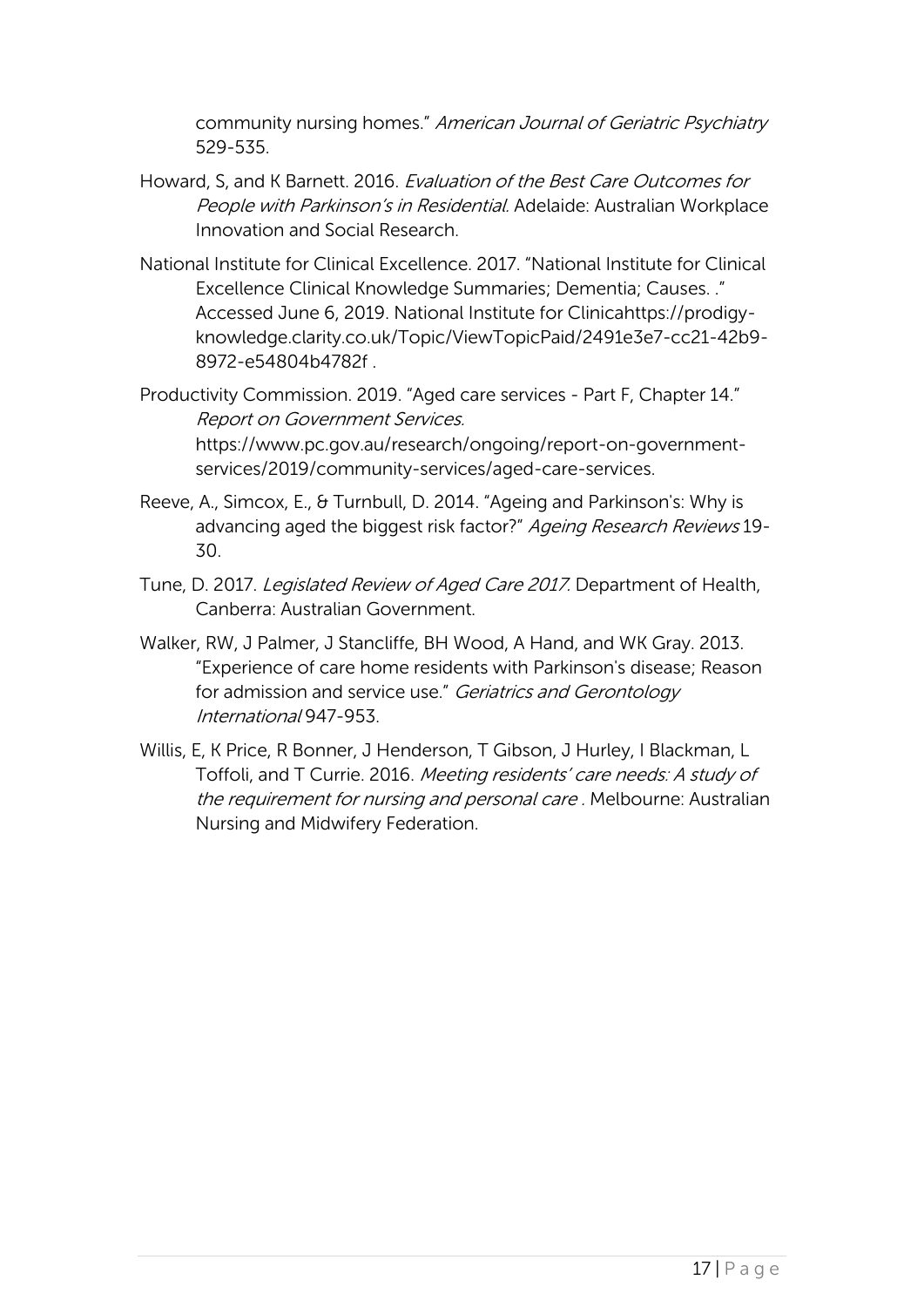community nursing homes." *American Journal of Geriatric Psychiatry* 529-535.

Howard, S, and K Barnett. 2016. *Evaluation of the Best Care Outcomes for People with Parkinson's in Residential.* Adelaide: Australian Workplace Innovation and Social Research.

National Institute for Clinical Excellence. 2017. "National Institute for Clinical Excellence Clinical Knowledge Summaries; Dementia; Causes. ." Accessed June 6, 2019. National Institute for Clinicahttps://prodigy-knowledge.clarity.co.uk/Topic/ViewTopicPaid/2491e3e7-cc21-42b9-8972-e54804b4782f .

Productivity Commission. 2019. "Aged care services - Part F, Chapter 14." *Report on Government Services.* https://www.pc.gov.au/research/ongoing/report-on-government-services/2019/community-services/aged-care-services.

Reeve, A., Simcox, E., & Turnbull, D. 2014. "Ageing and Parkinson's: Why is advancing aged the biggest risk factor?" *Ageing Research Reviews* 19-30.

Tune, D. 2017. *Legislated Review of Aged Care 2017.* Department of Health, Canberra: Australian Government.

Walker, RW, J Palmer, J Stancliffe, BH Wood, A Hand, and WK Gray. 2013. "Experience of care home residents with Parkinson's disease; Reason for admission and service use." *Geriatrics and Gerontology International* 947-953.

Willis, E, K Price, R Bonner, J Henderson, T Gibson, J Hurley, I Blackman, L Toffoli, and T Currie. 2016. *Meeting residents' care needs: A study of the requirement for nursing and personal care* . Melbourne: Australian Nursing and Midwifery Federation.